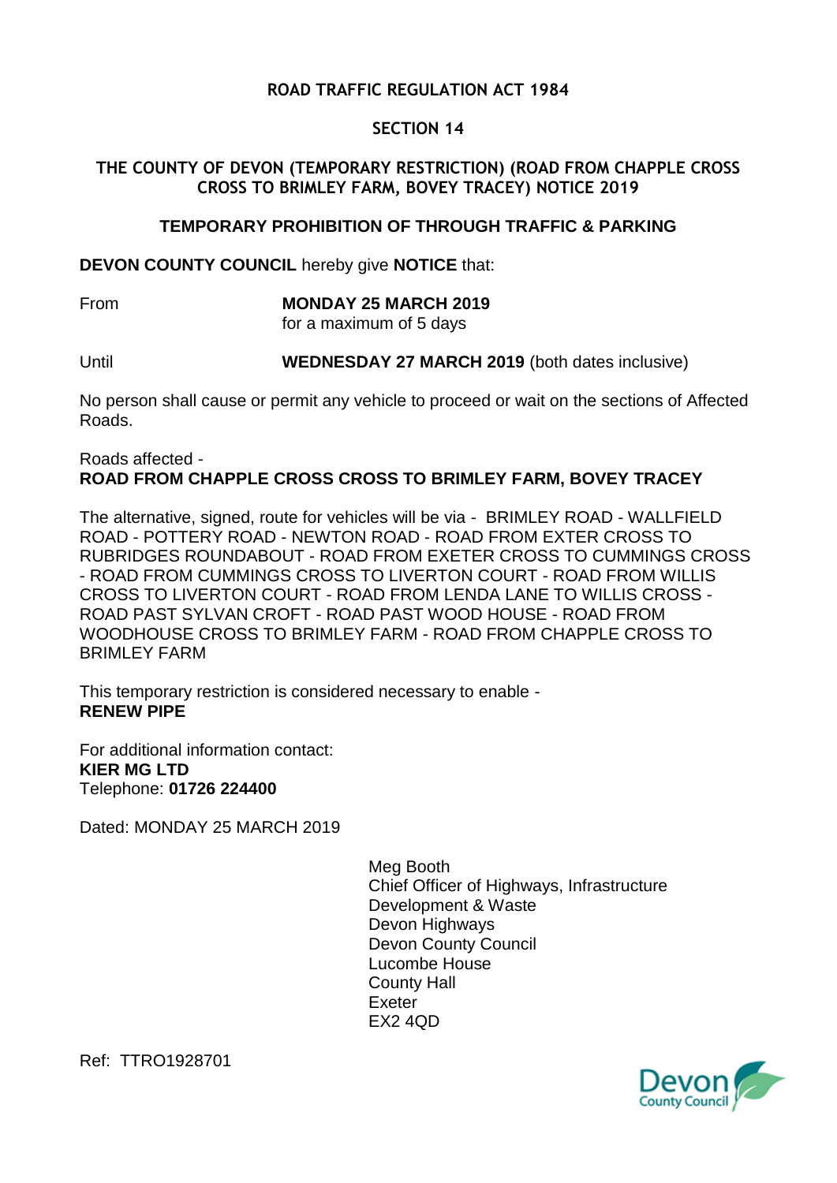**ROAD TRAFFIC REGULATION ACT 1984**

**SECTION 14**

**THE COUNTY OF DEVON (TEMPORARY RESTRICTION) (ROAD FROM CHAPPLE CROSS CROSS TO BRIMLEY FARM, BOVEY TRACEY) NOTICE 2019**

**TEMPORARY PROHIBITION OF THROUGH TRAFFIC & PARKING**

**DEVON COUNTY COUNCIL** hereby give **NOTICE** that:

From **MONDAY 25 MARCH 2019**
for a maximum of 5 days

Until **WEDNESDAY 27 MARCH 2019** (both dates inclusive)

No person shall cause or permit any vehicle to proceed or wait on the sections of Affected Roads.

Roads affected -
**ROAD FROM CHAPPLE CROSS CROSS TO BRIMLEY FARM, BOVEY TRACEY**

The alternative, signed, route for vehicles will be via - BRIMLEY ROAD - WALLFIELD ROAD - POTTERY ROAD - NEWTON ROAD - ROAD FROM EXTER CROSS TO RUBRIDGES ROUNDABOUT - ROAD FROM EXETER CROSS TO CUMMINGS CROSS - ROAD FROM CUMMINGS CROSS TO LIVERTON COURT - ROAD FROM WILLIS CROSS TO LIVERTON COURT - ROAD FROM LENDA LANE TO WILLIS CROSS - ROAD PAST SYLVAN CROFT - ROAD PAST WOOD HOUSE - ROAD FROM WOODHOUSE CROSS TO BRIMLEY FARM - ROAD FROM CHAPPLE CROSS TO BRIMLEY FARM

This temporary restriction is considered necessary to enable -
**RENEW PIPE**

For additional information contact:
**KIER MG LTD**
Telephone: **01726 224400**

Dated: MONDAY 25 MARCH 2019

Meg Booth
Chief Officer of Highways, Infrastructure Development & Waste
Devon Highways
Devon County Council
Lucombe House
County Hall
Exeter
EX2 4QD

Ref: TTRO1928701

Devon County Council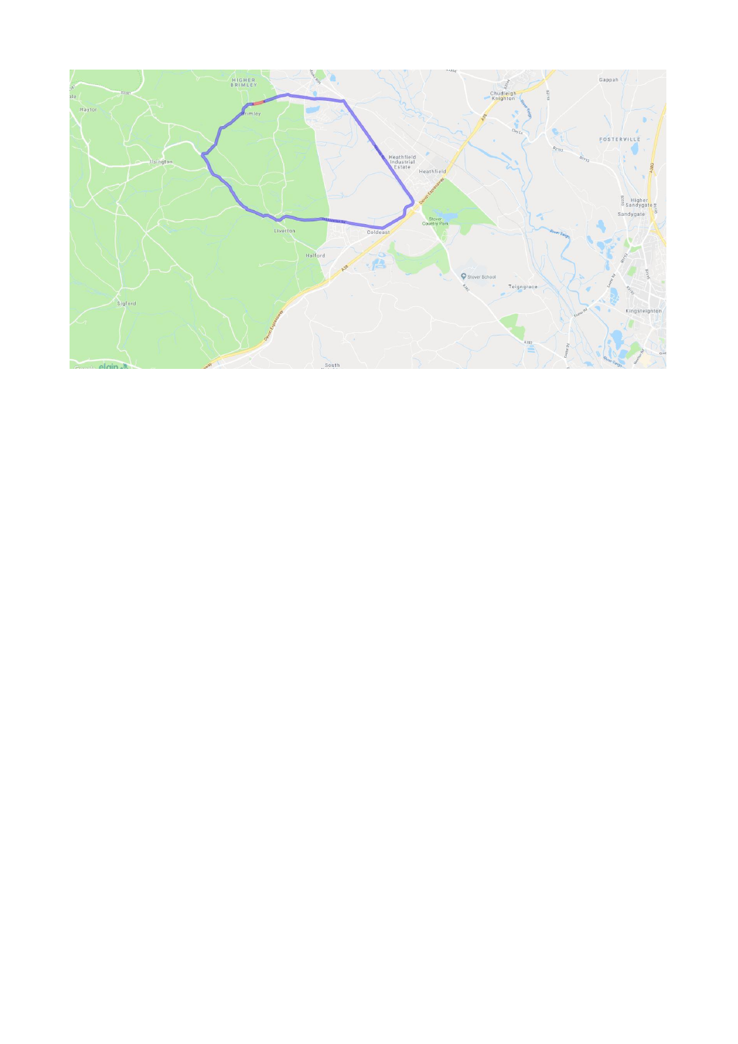HIGHER BRIMLEY

Brimley

Haytor

Ilsington

Liverton

Halford

Sigford

Heathfield Industrial Estate

Heathfield

Coldeast

Chudleigh Knighton

Gappah

FOSTERVILLE

Higher Sandygate

Sandygate

Stover Country Park

Stover School

Teigngrace

Kingsteignton

River Teign

Devon Expressway

A38

South